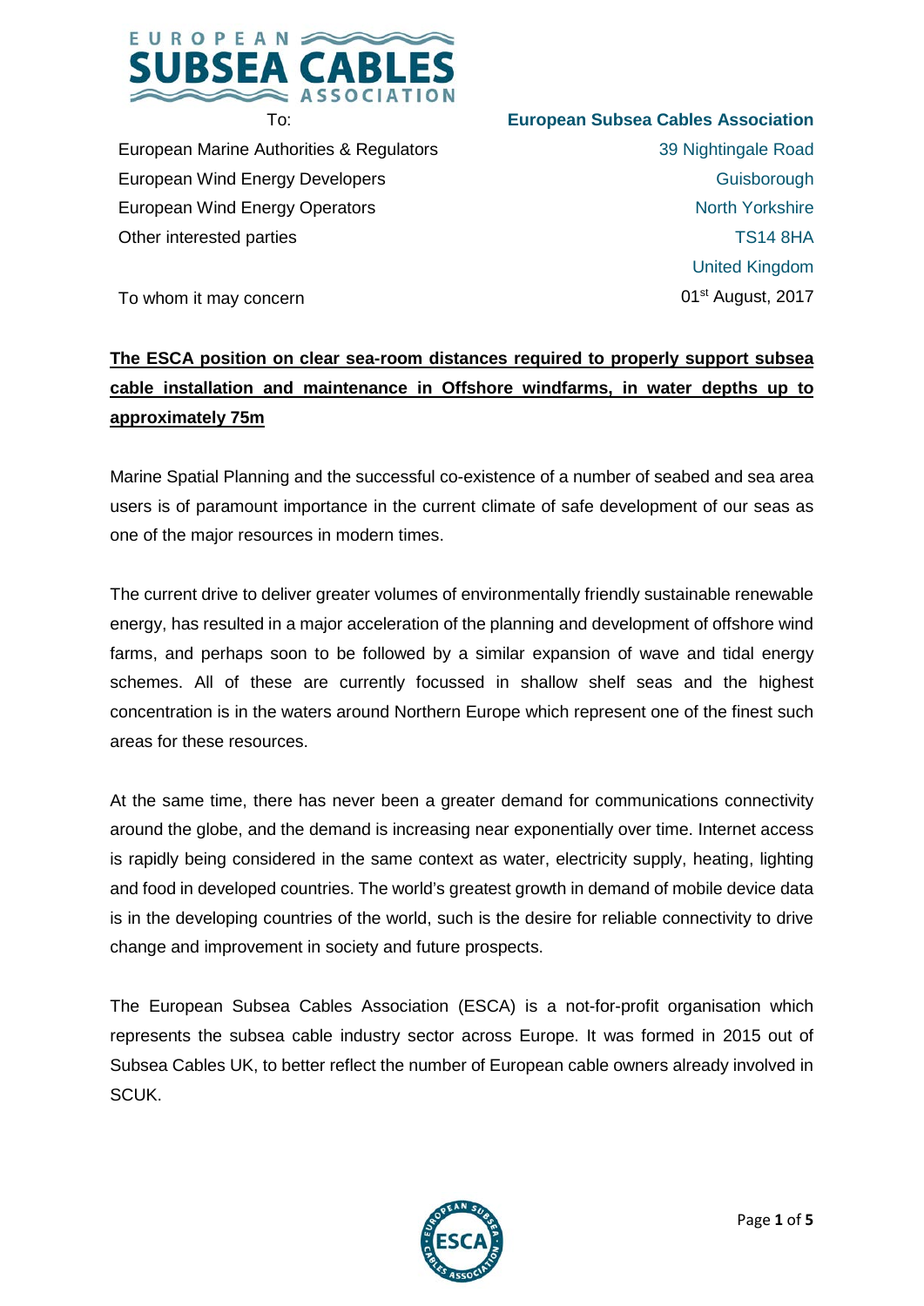To:

European Marine Authorities & Regulators
European Wind Energy Developers
European Wind Energy Operators
Other interested parties

**European Subsea Cables Association**
39 Nightingale Road
Guisborough
North Yorkshire
TS14 8HA
United Kingdom

01st August, 2017

To whom it may concern

**The ESCA position on clear sea-room distances required to properly support subsea cable installation and maintenance in Offshore windfarms, in water depths up to approximately 75m**

Marine Spatial Planning and the successful co-existence of a number of seabed and sea area users is of paramount importance in the current climate of safe development of our seas as one of the major resources in modern times.

The current drive to deliver greater volumes of environmentally friendly sustainable renewable energy, has resulted in a major acceleration of the planning and development of offshore wind farms, and perhaps soon to be followed by a similar expansion of wave and tidal energy schemes. All of these are currently focussed in shallow shelf seas and the highest concentration is in the waters around Northern Europe which represent one of the finest such areas for these resources.

At the same time, there has never been a greater demand for communications connectivity around the globe, and the demand is increasing near exponentially over time. Internet access is rapidly being considered in the same context as water, electricity supply, heating, lighting and food in developed countries. The world's greatest growth in demand of mobile device data is in the developing countries of the world, such is the desire for reliable connectivity to drive change and improvement in society and future prospects.

The European Subsea Cables Association (ESCA) is a not-for-profit organisation which represents the subsea cable industry sector across Europe. It was formed in 2015 out of Subsea Cables UK, to better reflect the number of European cable owners already involved in SCUK.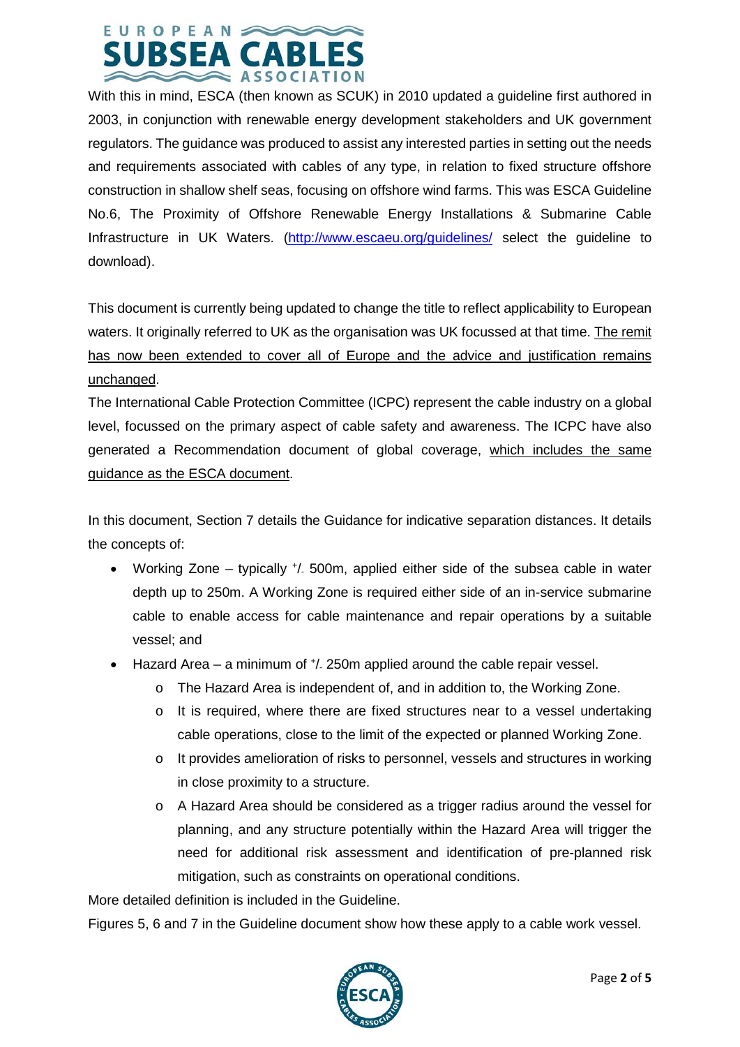With this in mind, ESCA (then known as SCUK) in 2010 updated a guideline first authored in 2003, in conjunction with renewable energy development stakeholders and UK government regulators. The guidance was produced to assist any interested parties in setting out the needs and requirements associated with cables of any type, in relation to fixed structure offshore construction in shallow shelf seas, focusing on offshore wind farms. This was ESCA Guideline No.6, The Proximity of Offshore Renewable Energy Installations & Submarine Cable Infrastructure in UK Waters. (http://www.escaeu.org/guidelines/ select the guideline to download).

This document is currently being updated to change the title to reflect applicability to European waters. It originally referred to UK as the organisation was UK focussed at that time. <u>The remit has now been extended to cover all of Europe and the advice and justification remains unchanged</u>.

The International Cable Protection Committee (ICPC) represent the cable industry on a global level, focussed on the primary aspect of cable safety and awareness. The ICPC have also generated a Recommendation document of global coverage, <u>which includes the same guidance as the ESCA document</u>.

In this document, Section 7 details the Guidance for indicative separation distances. It details the concepts of:

- Working Zone – typically +/- 500m, applied either side of the subsea cable in water depth up to 250m. A Working Zone is required either side of an in-service submarine cable to enable access for cable maintenance and repair operations by a suitable vessel; and
- Hazard Area – a minimum of +/- 250m applied around the cable repair vessel.
  - The Hazard Area is independent of, and in addition to, the Working Zone.
  - It is required, where there are fixed structures near to a vessel undertaking cable operations, close to the limit of the expected or planned Working Zone.
  - It provides amelioration of risks to personnel, vessels and structures in working in close proximity to a structure.
  - A Hazard Area should be considered as a trigger radius around the vessel for planning, and any structure potentially within the Hazard Area will trigger the need for additional risk assessment and identification of pre-planned risk mitigation, such as constraints on operational conditions.

More detailed definition is included in the Guideline.

Figures 5, 6 and 7 in the Guideline document show how these apply to a cable work vessel.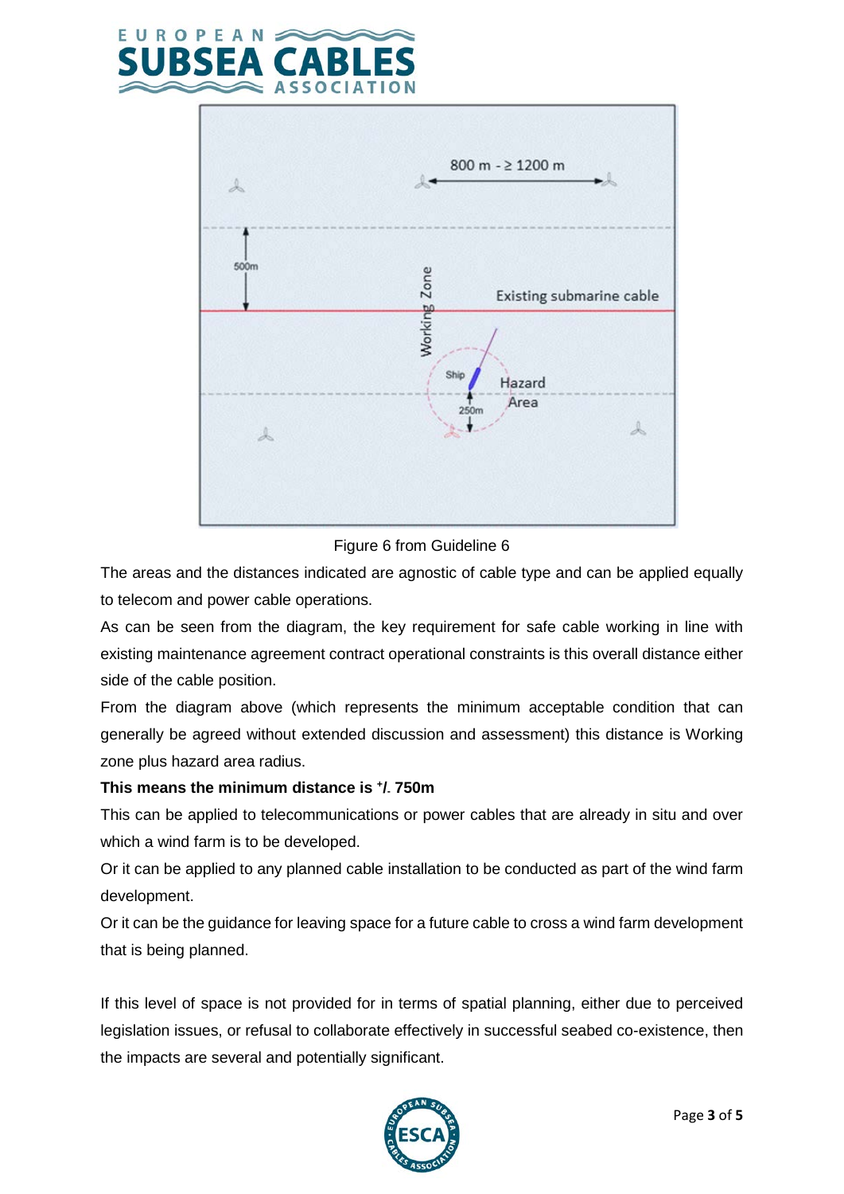Figure 6 from Guideline 6

The areas and the distances indicated are agnostic of cable type and can be applied equally to telecom and power cable operations.

As can be seen from the diagram, the key requirement for safe cable working in line with existing maintenance agreement contract operational constraints is this overall distance either side of the cable position.

From the diagram above (which represents the minimum acceptable condition that can generally be agreed without extended discussion and assessment) this distance is Working zone plus hazard area radius.

**This means the minimum distance is $^{+}/_{-}$ 750m**

This can be applied to telecommunications or power cables that are already in situ and over which a wind farm is to be developed.

Or it can be applied to any planned cable installation to be conducted as part of the wind farm development.

Or it can be the guidance for leaving space for a future cable to cross a wind farm development that is being planned.

If this level of space is not provided for in terms of spatial planning, either due to perceived legislation issues, or refusal to collaborate effectively in successful seabed co-existence, then the impacts are several and potentially significant.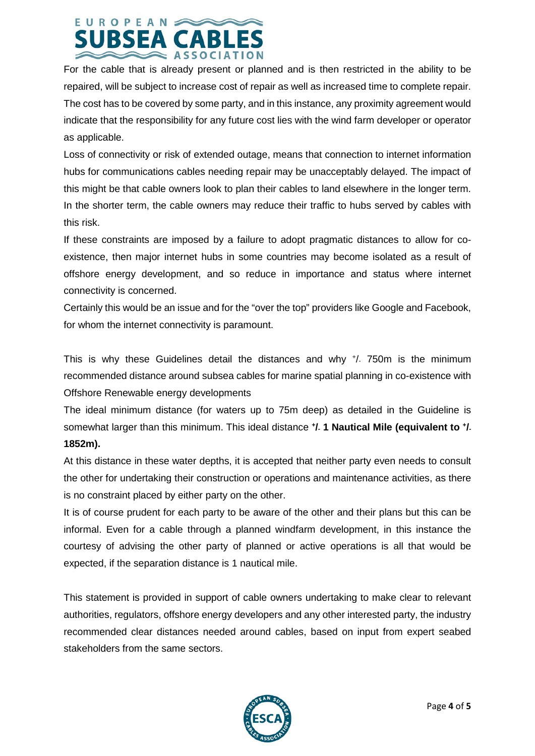For the cable that is already present or planned and is then restricted in the ability to be repaired, will be subject to increase cost of repair as well as increased time to complete repair. The cost has to be covered by some party, and in this instance, any proximity agreement would indicate that the responsibility for any future cost lies with the wind farm developer or operator as applicable.

Loss of connectivity or risk of extended outage, means that connection to internet information hubs for communications cables needing repair may be unacceptably delayed. The impact of this might be that cable owners look to plan their cables to land elsewhere in the longer term. In the shorter term, the cable owners may reduce their traffic to hubs served by cables with this risk.

If these constraints are imposed by a failure to adopt pragmatic distances to allow for co-existence, then major internet hubs in some countries may become isolated as a result of offshore energy development, and so reduce in importance and status where internet connectivity is concerned.

Certainly this would be an issue and for the "over the top" providers like Google and Facebook, for whom the internet connectivity is paramount.

This is why these Guidelines detail the distances and why $^{+}/_{-}$ 750m is the minimum recommended distance around subsea cables for marine spatial planning in co-existence with Offshore Renewable energy developments

The ideal minimum distance (for waters up to 75m deep) as detailed in the Guideline is somewhat larger than this minimum. This ideal distance **$^{+}/_{-}$ 1 Nautical Mile (equivalent to $^{+}/_{-}$ 1852m).**

At this distance in these water depths, it is accepted that neither party even needs to consult the other for undertaking their construction or operations and maintenance activities, as there is no constraint placed by either party on the other.

It is of course prudent for each party to be aware of the other and their plans but this can be informal. Even for a cable through a planned windfarm development, in this instance the courtesy of advising the other party of planned or active operations is all that would be expected, if the separation distance is 1 nautical mile.

This statement is provided in support of cable owners undertaking to make clear to relevant authorities, regulators, offshore energy developers and any other interested party, the industry recommended clear distances needed around cables, based on input from expert seabed stakeholders from the same sectors.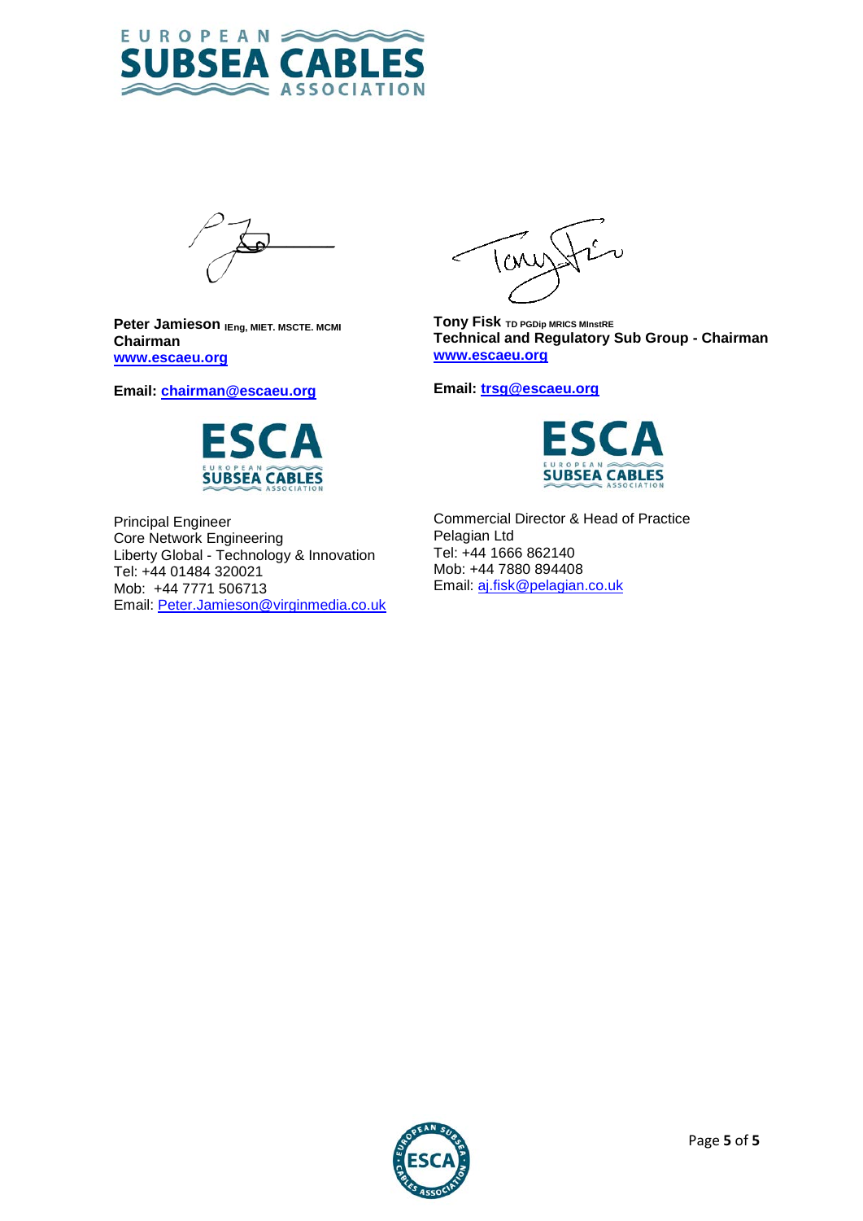**Peter Jamieson** IEng, MIET. MSCTE. MCMI
**Chairman**
**www.escaeu.org**

**Email: chairman@escaeu.org**

Principal Engineer
Core Network Engineering
Liberty Global - Technology & Innovation
Tel: +44 01484 320021
Mob: +44 7771 506713
Email: Peter.Jamieson@virginmedia.co.uk

**Tony Fisk** TD PGDip MRICS MInstRE
**Technical and Regulatory Sub Group - Chairman**
**www.escaeu.org**

**Email: trsg@escaeu.org**

Commercial Director & Head of Practice
Pelagian Ltd
Tel: +44 1666 862140
Mob: +44 7880 894408
Email: aj.fisk@pelagian.co.uk